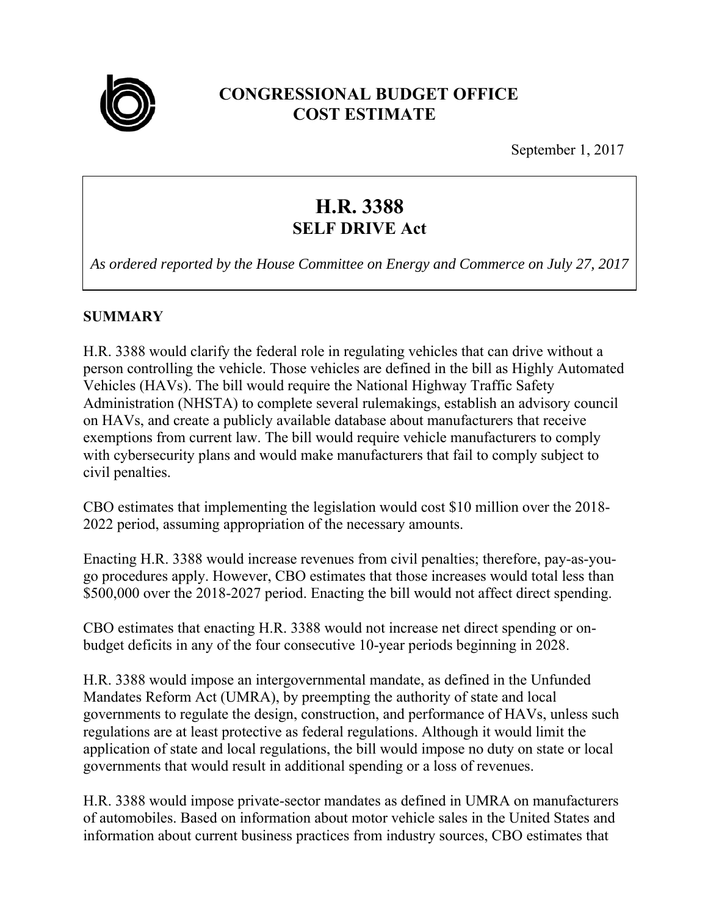# CONGRESSIONAL BUDGET OFFICE COST ESTIMATE

September 1, 2017

## H.R. 3388
## SELF DRIVE Act

*As ordered reported by the House Committee on Energy and Commerce on July 27, 2017*

## SUMMARY

H.R. 3388 would clarify the federal role in regulating vehicles that can drive without a person controlling the vehicle. Those vehicles are defined in the bill as Highly Automated Vehicles (HAVs). The bill would require the National Highway Traffic Safety Administration (NHSTA) to complete several rulemakings, establish an advisory council on HAVs, and create a publicly available database about manufacturers that receive exemptions from current law. The bill would require vehicle manufacturers to comply with cybersecurity plans and would make manufacturers that fail to comply subject to civil penalties.

CBO estimates that implementing the legislation would cost $10 million over the 2018-2022 period, assuming appropriation of the necessary amounts.

Enacting H.R. 3388 would increase revenues from civil penalties; therefore, pay-as-you-go procedures apply. However, CBO estimates that those increases would total less than $500,000 over the 2018-2027 period. Enacting the bill would not affect direct spending.

CBO estimates that enacting H.R. 3388 would not increase net direct spending or on-budget deficits in any of the four consecutive 10-year periods beginning in 2028.

H.R. 3388 would impose an intergovernmental mandate, as defined in the Unfunded Mandates Reform Act (UMRA), by preempting the authority of state and local governments to regulate the design, construction, and performance of HAVs, unless such regulations are at least protective as federal regulations. Although it would limit the application of state and local regulations, the bill would impose no duty on state or local governments that would result in additional spending or a loss of revenues.

H.R. 3388 would impose private-sector mandates as defined in UMRA on manufacturers of automobiles. Based on information about motor vehicle sales in the United States and information about current business practices from industry sources, CBO estimates that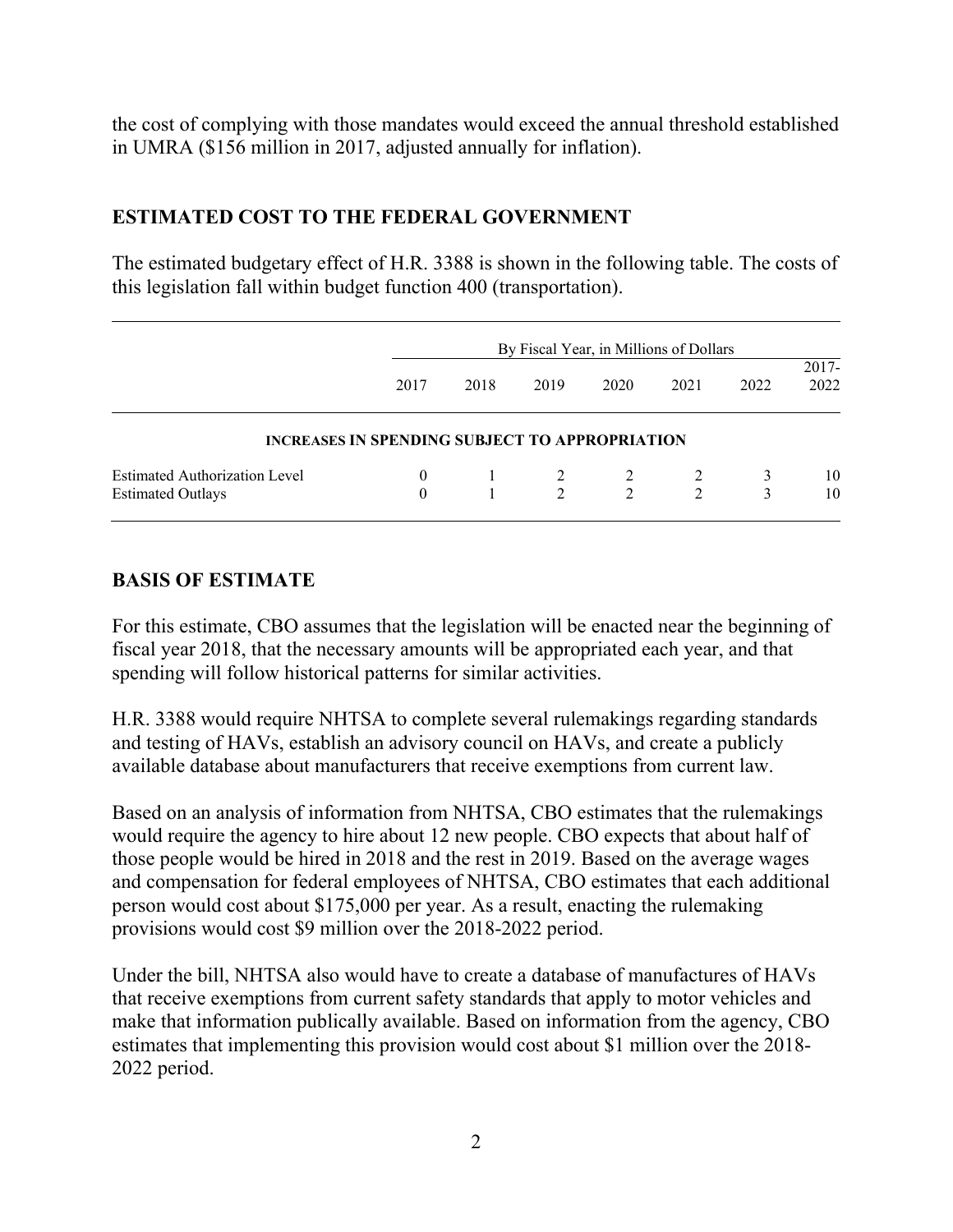the cost of complying with those mandates would exceed the annual threshold established in UMRA ($156 million in 2017, adjusted annually for inflation).

## ESTIMATED COST TO THE FEDERAL GOVERNMENT

The estimated budgetary effect of H.R. 3388 is shown in the following table. The costs of this legislation fall within budget function 400 (transportation).

| | By Fiscal Year, in Millions of Dollars | | | | | | |
|---|---|---|---|---|---|---|---|
| | 2017 | 2018 | 2019 | 2020 | 2021 | 2022 | 2017-2022 |
| **INCREASES IN SPENDING SUBJECT TO APPROPRIATION** | | | | | | | |
| Estimated Authorization Level | 0 | 1 | 2 | 2 | 2 | 3 | 10 |
| Estimated Outlays | 0 | 1 | 2 | 2 | 2 | 3 | 10 |

## BASIS OF ESTIMATE

For this estimate, CBO assumes that the legislation will be enacted near the beginning of fiscal year 2018, that the necessary amounts will be appropriated each year, and that spending will follow historical patterns for similar activities.

H.R. 3388 would require NHTSA to complete several rulemakings regarding standards and testing of HAVs, establish an advisory council on HAVs, and create a publicly available database about manufacturers that receive exemptions from current law.

Based on an analysis of information from NHTSA, CBO estimates that the rulemakings would require the agency to hire about 12 new people. CBO expects that about half of those people would be hired in 2018 and the rest in 2019. Based on the average wages and compensation for federal employees of NHTSA, CBO estimates that each additional person would cost about $175,000 per year. As a result, enacting the rulemaking provisions would cost $9 million over the 2018-2022 period.

Under the bill, NHTSA also would have to create a database of manufactures of HAVs that receive exemptions from current safety standards that apply to motor vehicles and make that information publically available. Based on information from the agency, CBO estimates that implementing this provision would cost about $1 million over the 2018-2022 period.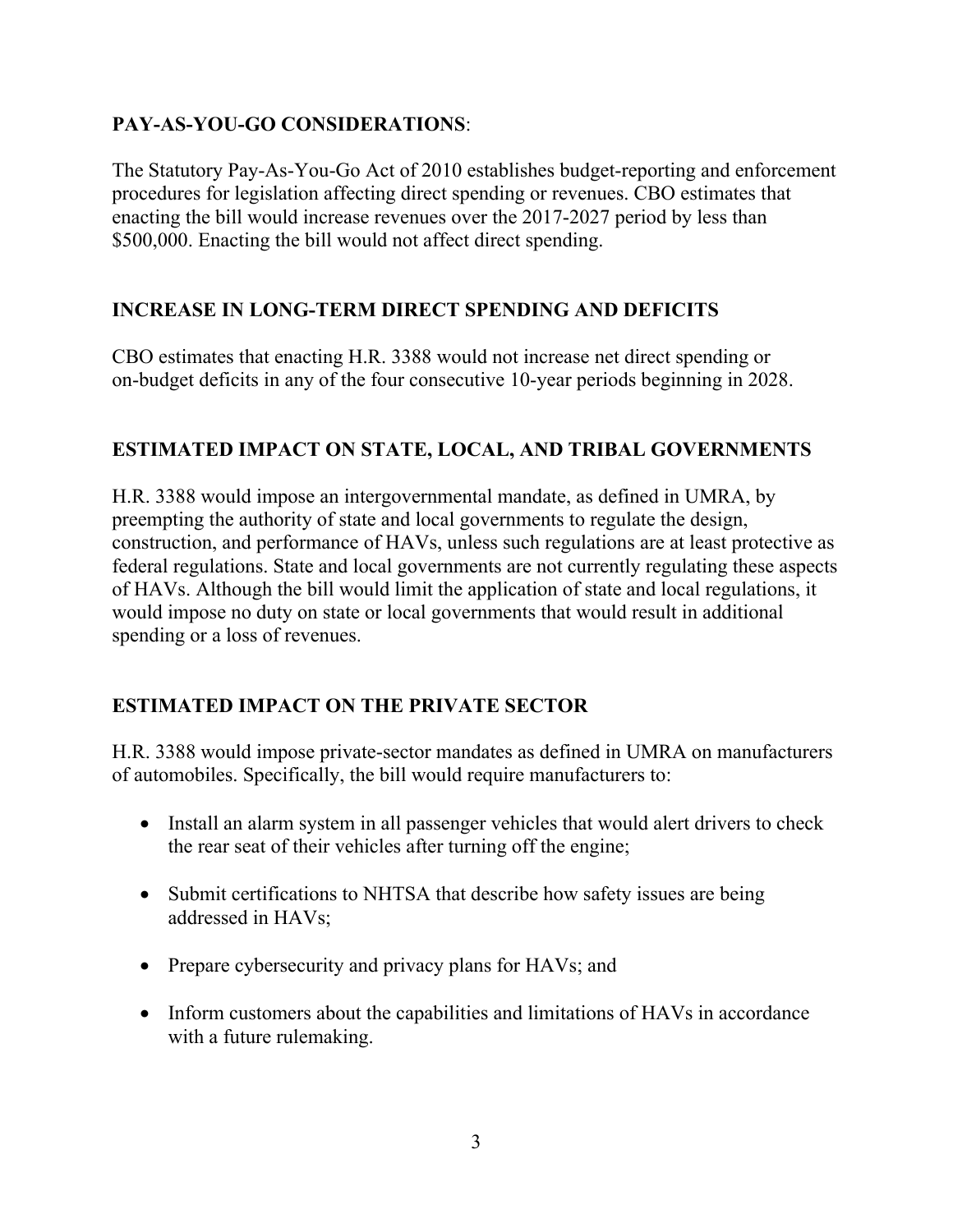**PAY-AS-YOU-GO CONSIDERATIONS**:

The Statutory Pay-As-You-Go Act of 2010 establishes budget-reporting and enforcement procedures for legislation affecting direct spending or revenues. CBO estimates that enacting the bill would increase revenues over the 2017-2027 period by less than $500,000. Enacting the bill would not affect direct spending.

## INCREASE IN LONG-TERM DIRECT SPENDING AND DEFICITS

CBO estimates that enacting H.R. 3388 would not increase net direct spending or on-budget deficits in any of the four consecutive 10-year periods beginning in 2028.

## ESTIMATED IMPACT ON STATE, LOCAL, AND TRIBAL GOVERNMENTS

H.R. 3388 would impose an intergovernmental mandate, as defined in UMRA, by preempting the authority of state and local governments to regulate the design, construction, and performance of HAVs, unless such regulations are at least protective as federal regulations. State and local governments are not currently regulating these aspects of HAVs. Although the bill would limit the application of state and local regulations, it would impose no duty on state or local governments that would result in additional spending or a loss of revenues.

## ESTIMATED IMPACT ON THE PRIVATE SECTOR

H.R. 3388 would impose private-sector mandates as defined in UMRA on manufacturers of automobiles. Specifically, the bill would require manufacturers to:

- Install an alarm system in all passenger vehicles that would alert drivers to check the rear seat of their vehicles after turning off the engine;
- Submit certifications to NHTSA that describe how safety issues are being addressed in HAVs;
- Prepare cybersecurity and privacy plans for HAVs; and
- Inform customers about the capabilities and limitations of HAVs in accordance with a future rulemaking.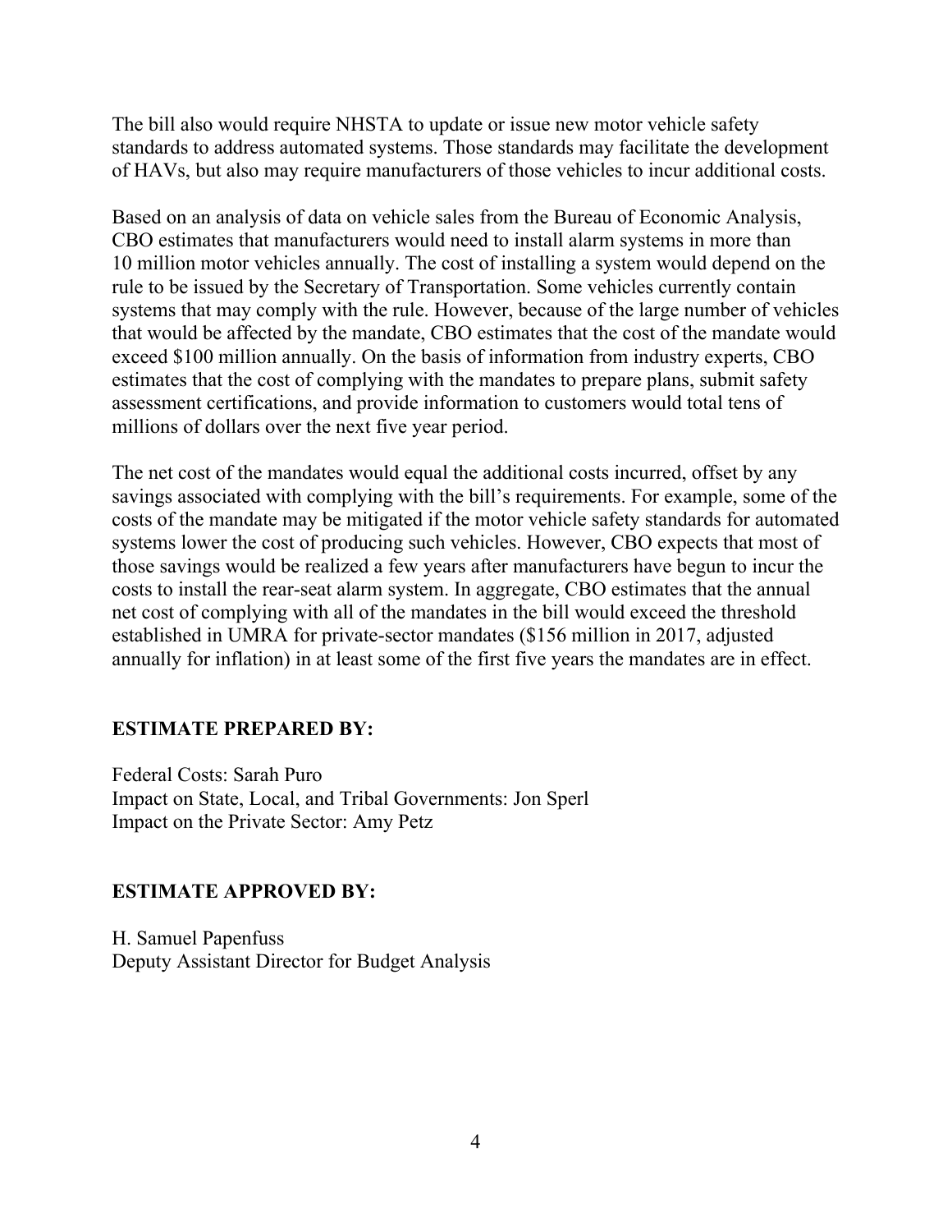The bill also would require NHSTA to update or issue new motor vehicle safety standards to address automated systems. Those standards may facilitate the development of HAVs, but also may require manufacturers of those vehicles to incur additional costs.

Based on an analysis of data on vehicle sales from the Bureau of Economic Analysis, CBO estimates that manufacturers would need to install alarm systems in more than 10 million motor vehicles annually. The cost of installing a system would depend on the rule to be issued by the Secretary of Transportation. Some vehicles currently contain systems that may comply with the rule. However, because of the large number of vehicles that would be affected by the mandate, CBO estimates that the cost of the mandate would exceed $100 million annually. On the basis of information from industry experts, CBO estimates that the cost of complying with the mandates to prepare plans, submit safety assessment certifications, and provide information to customers would total tens of millions of dollars over the next five year period.

The net cost of the mandates would equal the additional costs incurred, offset by any savings associated with complying with the bill's requirements. For example, some of the costs of the mandate may be mitigated if the motor vehicle safety standards for automated systems lower the cost of producing such vehicles. However, CBO expects that most of those savings would be realized a few years after manufacturers have begun to incur the costs to install the rear-seat alarm system. In aggregate, CBO estimates that the annual net cost of complying with all of the mandates in the bill would exceed the threshold established in UMRA for private-sector mandates ($156 million in 2017, adjusted annually for inflation) in at least some of the first five years the mandates are in effect.

**ESTIMATE PREPARED BY:**

Federal Costs: Sarah Puro
Impact on State, Local, and Tribal Governments: Jon Sperl
Impact on the Private Sector: Amy Petz

**ESTIMATE APPROVED BY:**

H. Samuel Papenfuss
Deputy Assistant Director for Budget Analysis